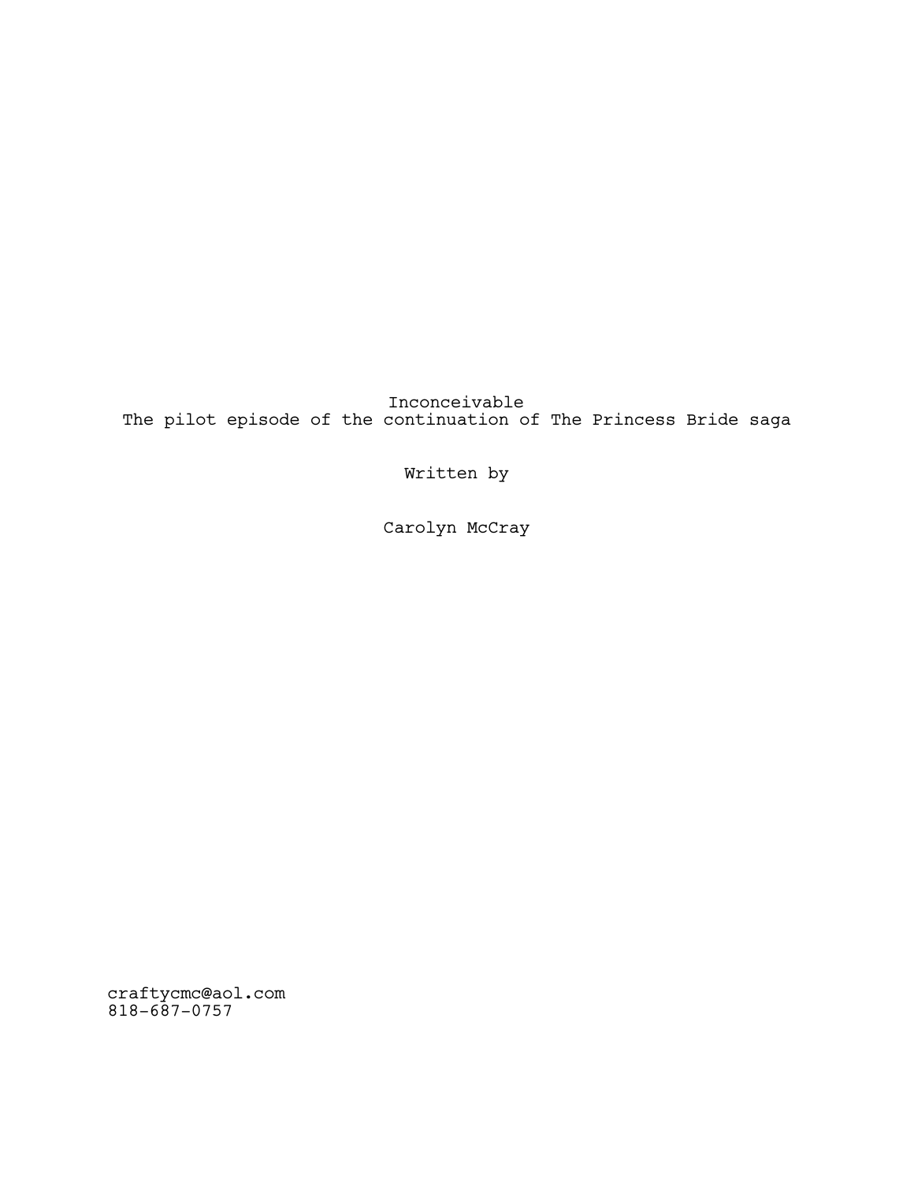# Inconceivable

The pilot episode of the continuation of The Princess Bride saga

Written by

Carolyn McCray

craftycmc@aol.com
818-687-0757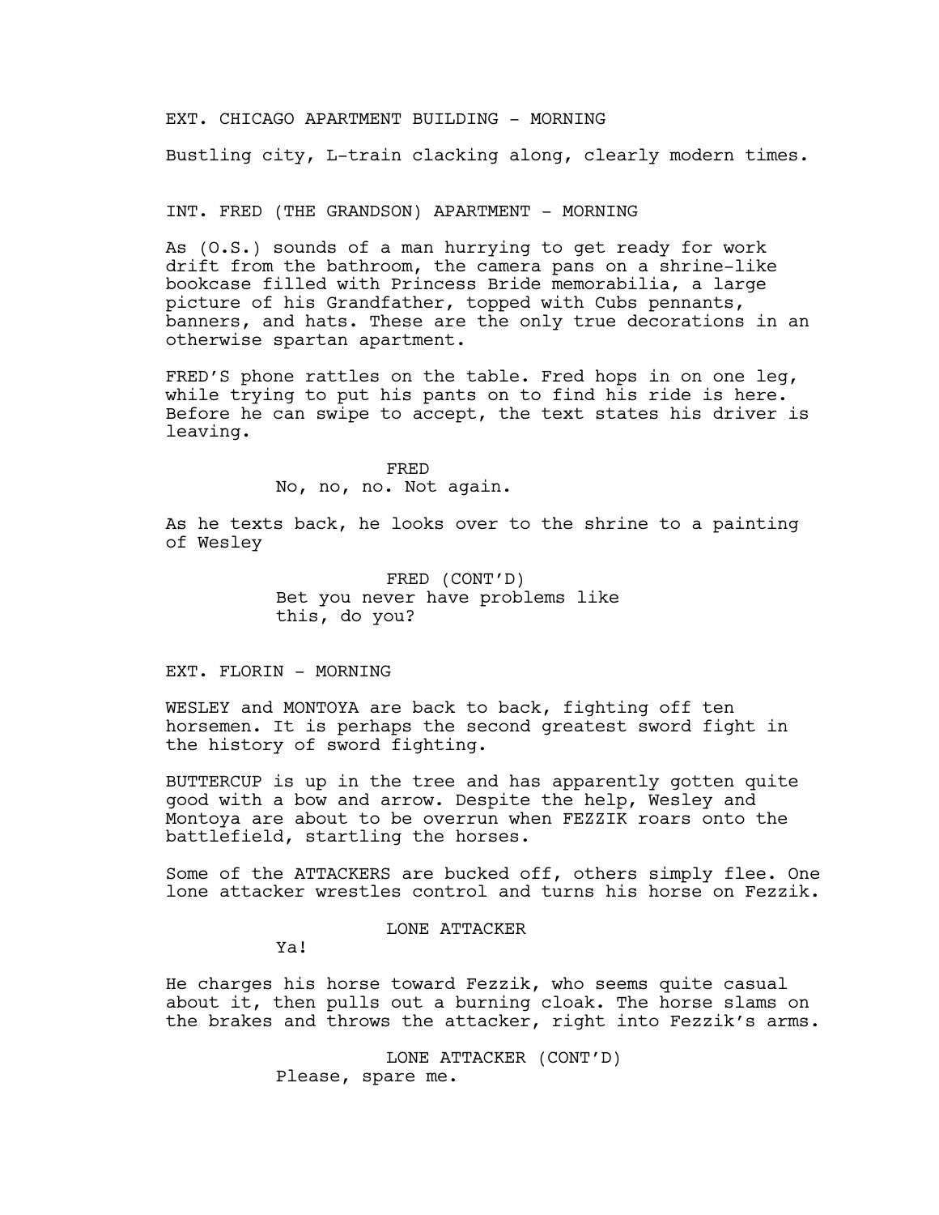EXT. CHICAGO APARTMENT BUILDING - MORNING

Bustling city, L-train clacking along, clearly modern times.

INT. FRED (THE GRANDSON) APARTMENT - MORNING

As (O.S.) sounds of a man hurrying to get ready for work drift from the bathroom, the camera pans on a shrine-like bookcase filled with Princess Bride memorabilia, a large picture of his Grandfather, topped with Cubs pennants, banners, and hats. These are the only true decorations in an otherwise spartan apartment.

FRED'S phone rattles on the table. Fred hops in on one leg, while trying to put his pants on to find his ride is here. Before he can swipe to accept, the text states his driver is leaving.

FRED
No, no, no. Not again.

As he texts back, he looks over to the shrine to a painting of Wesley

FRED (CONT'D)
Bet you never have problems like this, do you?

EXT. FLORIN - MORNING

WESLEY and MONTOYA are back to back, fighting off ten horsemen. It is perhaps the second greatest sword fight in the history of sword fighting.

BUTTERCUP is up in the tree and has apparently gotten quite good with a bow and arrow. Despite the help, Wesley and Montoya are about to be overrun when FEZZIK roars onto the battlefield, startling the horses.

Some of the ATTACKERS are bucked off, others simply flee. One lone attacker wrestles control and turns his horse on Fezzik.

LONE ATTACKER
Ya!

He charges his horse toward Fezzik, who seems quite casual about it, then pulls out a burning cloak. The horse slams on the brakes and throws the attacker, right into Fezzik's arms.

LONE ATTACKER (CONT'D)
Please, spare me.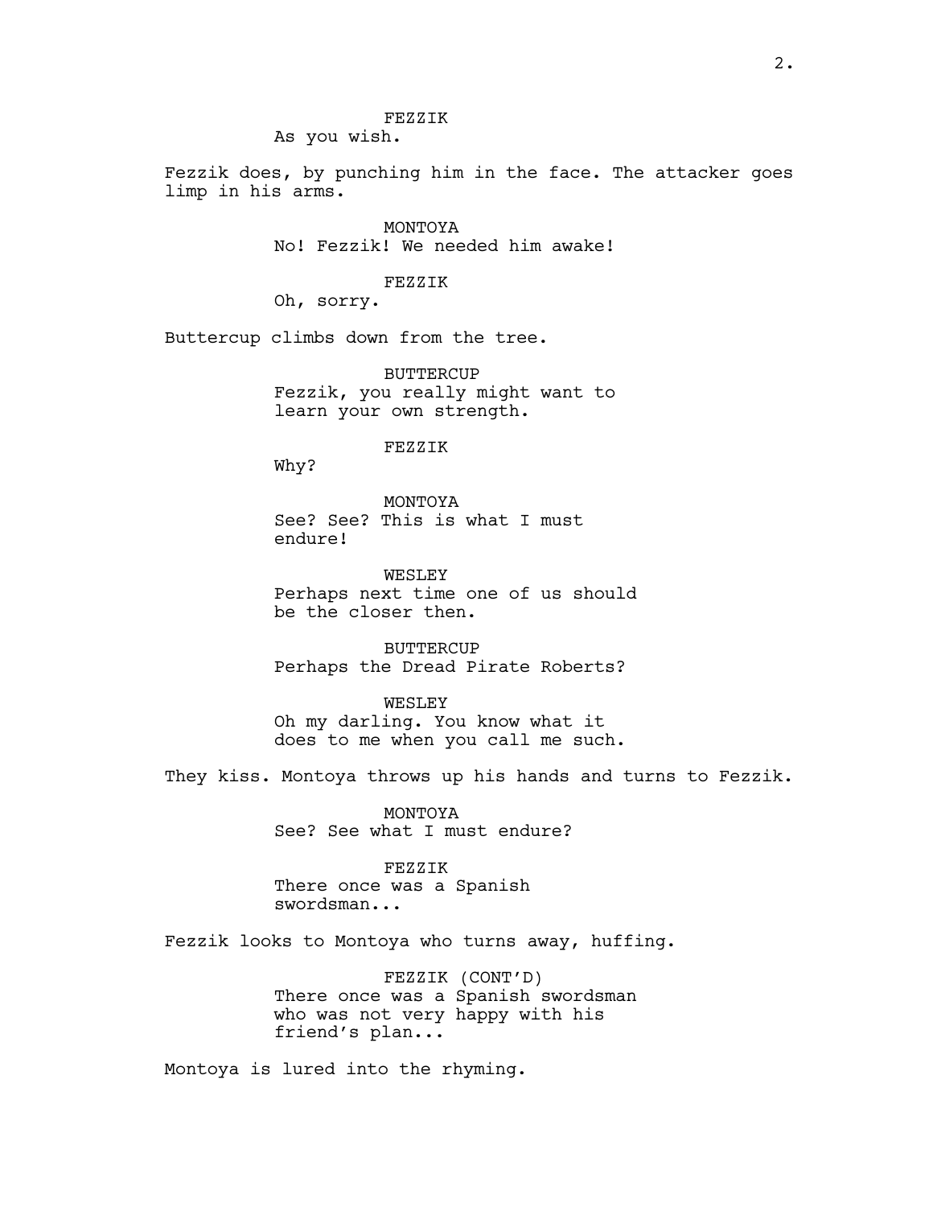FEZZIK
As you wish.

Fezzik does, by punching him in the face. The attacker goes limp in his arms.

MONTOYA
No! Fezzik! We needed him awake!

FEZZIK
Oh, sorry.

Buttercup climbs down from the tree.

BUTTERCUP
Fezzik, you really might want to learn your own strength.

FEZZIK
Why?

MONTOYA
See? See? This is what I must endure!

WESLEY
Perhaps next time one of us should be the closer then.

BUTTERCUP
Perhaps the Dread Pirate Roberts?

WESLEY
Oh my darling. You know what it does to me when you call me such.

They kiss. Montoya throws up his hands and turns to Fezzik.

MONTOYA
See? See what I must endure?

FEZZIK
There once was a Spanish swordsman...

Fezzik looks to Montoya who turns away, huffing.

FEZZIK (CONT'D)
There once was a Spanish swordsman who was not very happy with his friend's plan...

Montoya is lured into the rhyming.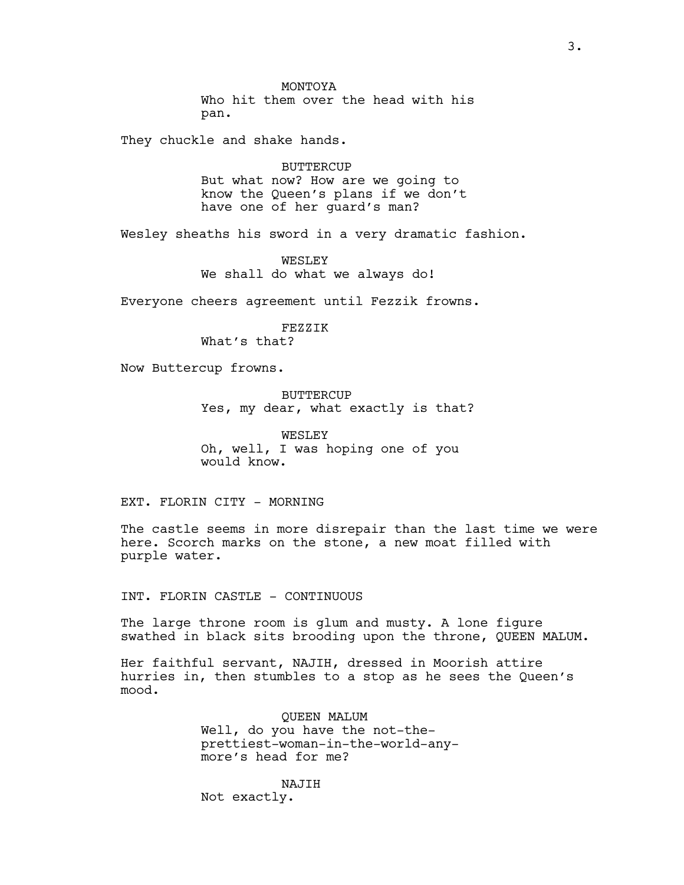MONTOYA
Who hit them over the head with his pan.

They chuckle and shake hands.

BUTTERCUP
But what now? How are we going to know the Queen's plans if we don't have one of her guard's man?

Wesley sheathes his sword in a very dramatic fashion.

WESLEY
We shall do what we always do!

Everyone cheers agreement until Fezzik frowns.

FEZZIK
What's that?

Now Buttercup frowns.

BUTTERCUP
Yes, my dear, what exactly is that?

WESLEY
Oh, well, I was hoping one of you would know.

EXT. FLORIN CITY - MORNING

The castle seems in more disrepair than the last time we were here. Scorch marks on the stone, a new moat filled with purple water.

INT. FLORIN CASTLE - CONTINUOUS

The large throne room is glum and musty. A lone figure swathed in black sits brooding upon the throne, QUEEN MALUM.

Her faithful servant, NAJIH, dressed in Moorish attire hurries in, then stumbles to a stop as he sees the Queen's mood.

QUEEN MALUM
Well, do you have the not-the-prettiest-woman-in-the-world-any-more's head for me?

NAJIH
Not exactly.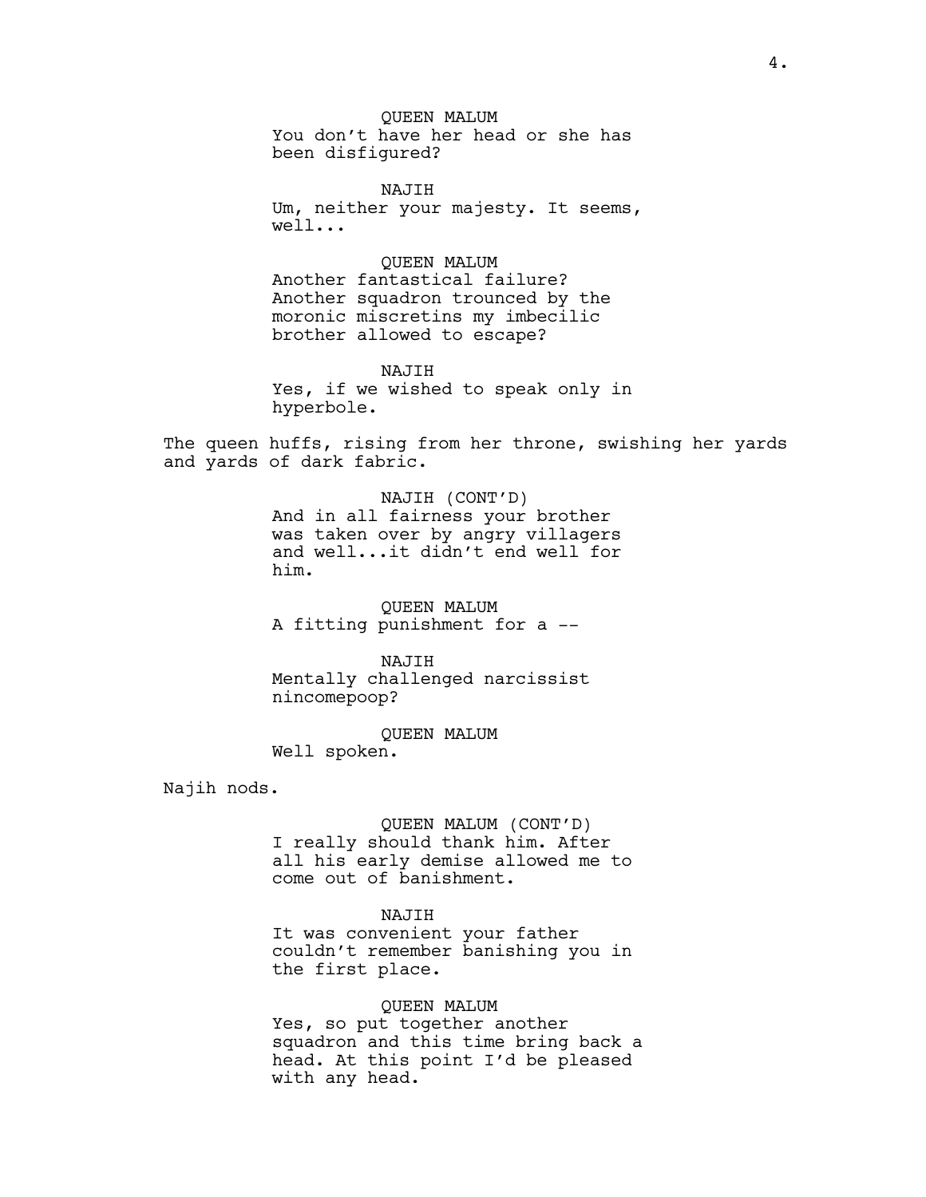QUEEN MALUM
You don't have her head or she has been disfigured?

NAJIH
Um, neither your majesty. It seems, well...

QUEEN MALUM
Another fantastical failure? Another squadron trounced by the moronic miscretins my imbecilic brother allowed to escape?

NAJIH
Yes, if we wished to speak only in hyperbole.

The queen huffs, rising from her throne, swishing her yards and yards of dark fabric.

NAJIH (CONT'D)
And in all fairness your brother was taken over by angry villagers and well...it didn't end well for him.

QUEEN MALUM
A fitting punishment for a --

NAJIH
Mentally challenged narcissist nincomepoop?

QUEEN MALUM
Well spoken.

Najih nods.

QUEEN MALUM (CONT'D)
I really should thank him. After all his early demise allowed me to come out of banishment.

NAJIH
It was convenient your father couldn't remember banishing you in the first place.

QUEEN MALUM
Yes, so put together another squadron and this time bring back a head. At this point I'd be pleased with any head.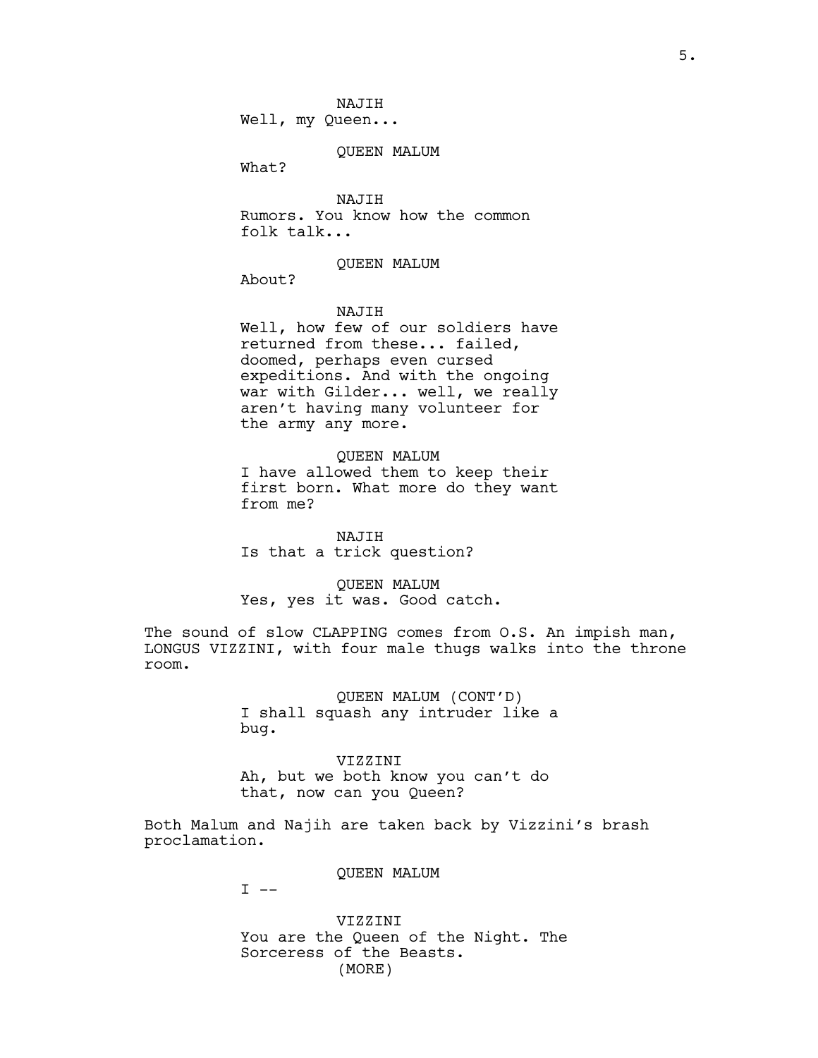NAJIH
Well, my Queen...

QUEEN MALUM
What?

NAJIH
Rumors. You know how the common folk talk...

QUEEN MALUM
About?

NAJIH
Well, how few of our soldiers have returned from these... failed, doomed, perhaps even cursed expeditions. And with the ongoing war with Gilder... well, we really aren't having many volunteer for the army any more.

QUEEN MALUM
I have allowed them to keep their first born. What more do they want from me?

NAJIH
Is that a trick question?

QUEEN MALUM
Yes, yes it was. Good catch.

The sound of slow CLAPPING comes from O.S. An impish man, LONGUS VIZZINI, with four male thugs walks into the throne room.

QUEEN MALUM (CONT'D)
I shall squash any intruder like a bug.

VIZZINI
Ah, but we both know you can't do that, now can you Queen?

Both Malum and Najih are taken back by Vizzini's brash proclamation.

QUEEN MALUM
I --

VIZZINI
You are the Queen of the Night. The Sorceress of the Beasts.
(MORE)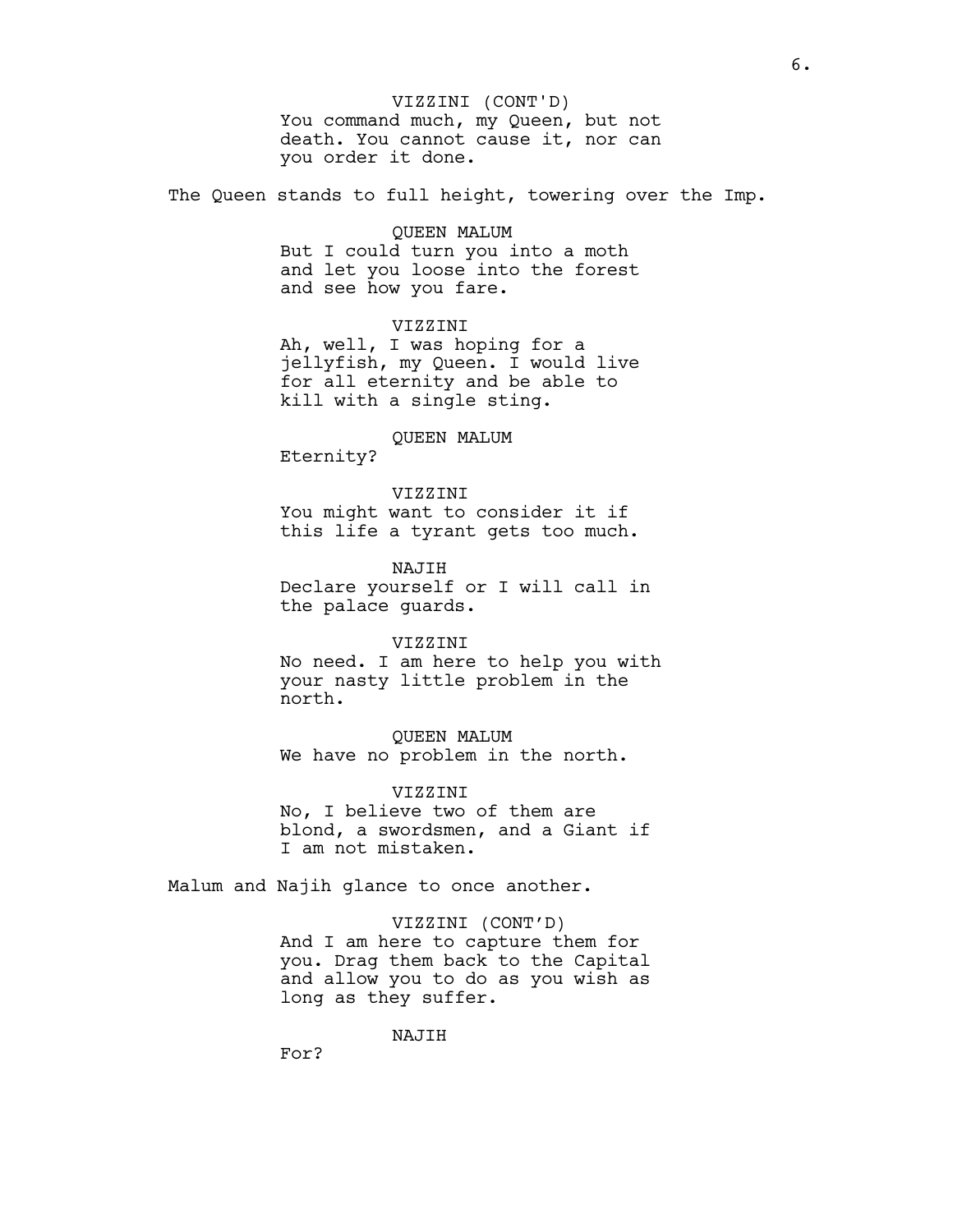VIZZINI (CONT'D)
You command much, my Queen, but not death. You cannot cause it, nor can you order it done.

The Queen stands to full height, towering over the Imp.

QUEEN MALUM
But I could turn you into a moth and let you loose into the forest and see how you fare.

VIZZINI
Ah, well, I was hoping for a jellyfish, my Queen. I would live for all eternity and be able to kill with a single sting.

QUEEN MALUM
Eternity?

VIZZINI
You might want to consider it if this life a tyrant gets too much.

NAJIH
Declare yourself or I will call in the palace guards.

VIZZINI
No need. I am here to help you with your nasty little problem in the north.

QUEEN MALUM
We have no problem in the north.

VIZZINI
No, I believe two of them are blond, a swordsmen, and a Giant if I am not mistaken.

Malum and Najih glance to once another.

VIZZINI (CONT'D)
And I am here to capture them for you. Drag them back to the Capital and allow you to do as you wish as long as they suffer.

NAJIH
For?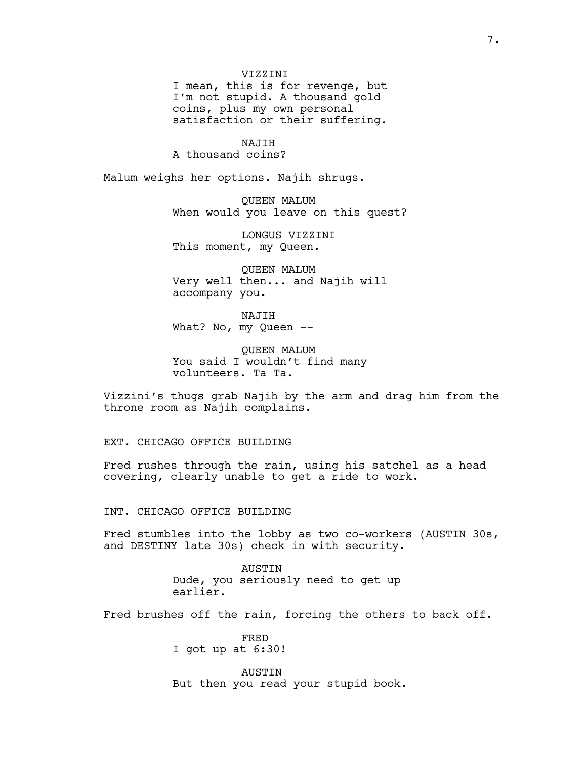VIZZINI
I mean, this is for revenge, but I'm not stupid. A thousand gold coins, plus my own personal satisfaction or their suffering.

NAJIH
A thousand coins?

Malum weighs her options. Najih shrugs.

QUEEN MALUM
When would you leave on this quest?

LONGUS VIZZINI
This moment, my Queen.

QUEEN MALUM
Very well then... and Najih will accompany you.

NAJIH
What? No, my Queen --

QUEEN MALUM
You said I wouldn't find many volunteers. Ta Ta.

Vizzini's thugs grab Najih by the arm and drag him from the throne room as Najih complains.

EXT. CHICAGO OFFICE BUILDING

Fred rushes through the rain, using his satchel as a head covering, clearly unable to get a ride to work.

INT. CHICAGO OFFICE BUILDING

Fred stumbles into the lobby as two co-workers (AUSTIN 30s, and DESTINY late 30s) check in with security.

AUSTIN
Dude, you seriously need to get up earlier.

Fred brushes off the rain, forcing the others to back off.

FRED
I got up at 6:30!

AUSTIN
But then you read your stupid book.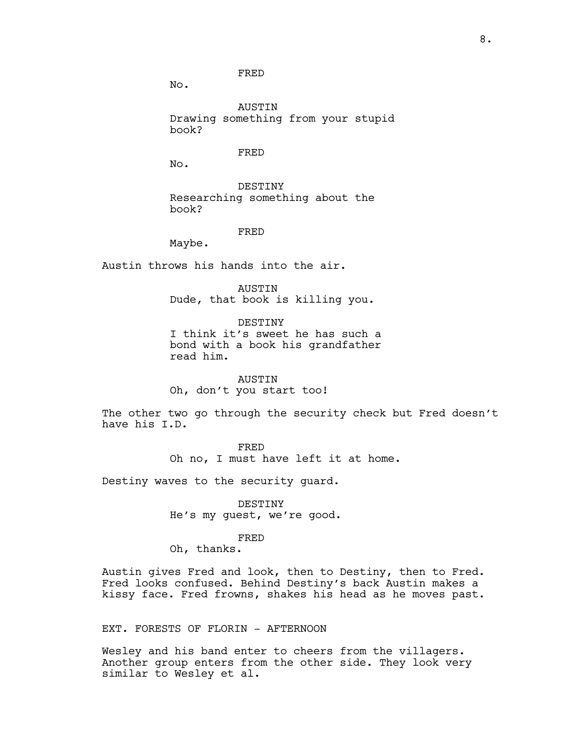FRED
No.

AUSTIN
Drawing something from your stupid book?

FRED
No.

DESTINY
Researching something about the book?

FRED
Maybe.

Austin throws his hands into the air.

AUSTIN
Dude, that book is killing you.

DESTINY
I think it's sweet he has such a bond with a book his grandfather read him.

AUSTIN
Oh, don't you start too!

The other two go through the security check but Fred doesn't have his I.D.

FRED
Oh no, I must have left it at home.

Destiny waves to the security guard.

DESTINY
He's my guest, we're good.

FRED
Oh, thanks.

Austin gives Fred and look, then to Destiny, then to Fred. Fred looks confused. Behind Destiny's back Austin makes a kissy face. Fred frowns, shakes his head as he moves past.

EXT. FORESTS OF FLORIN - AFTERNOON

Wesley and his band enter to cheers from the villagers. Another group enters from the other side. They look very similar to Wesley et al.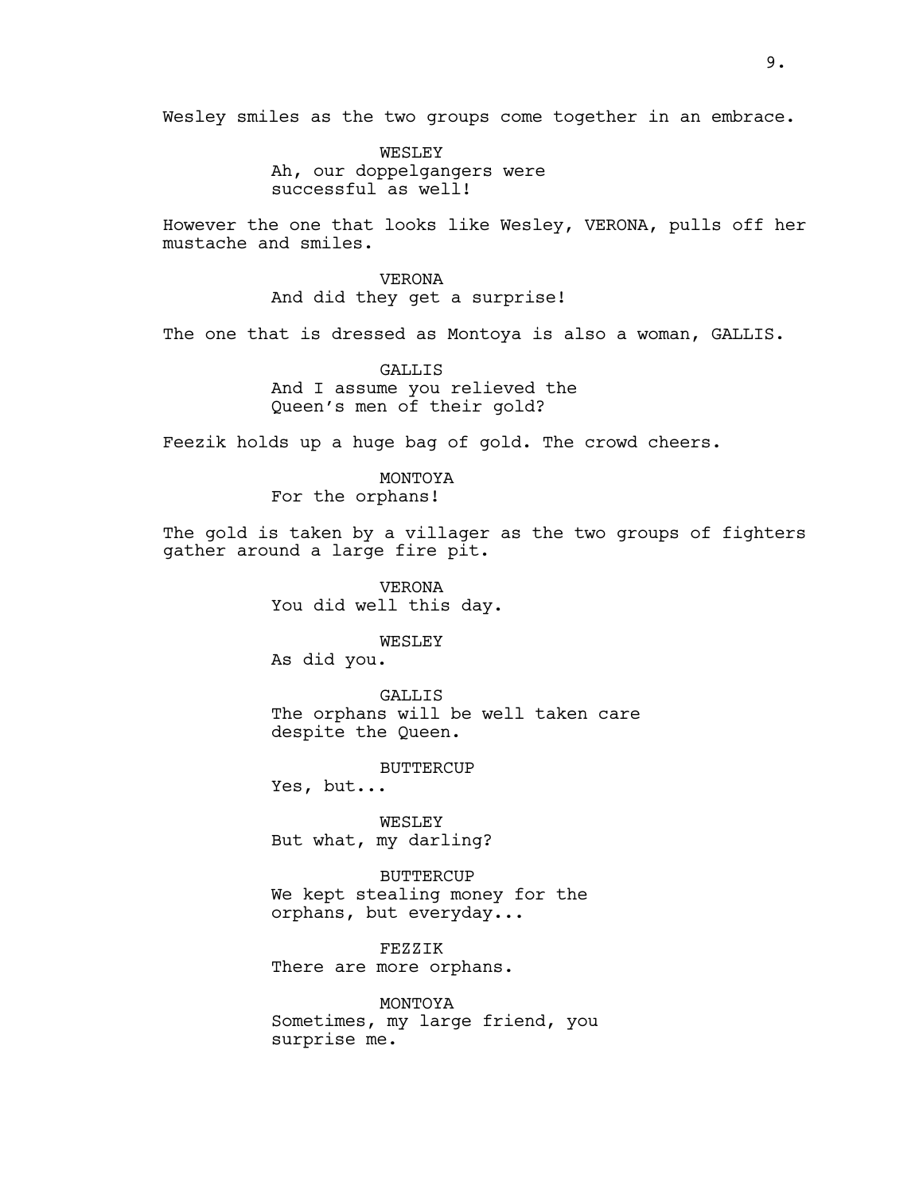Wesley smiles as the two groups come together in an embrace.

WESLEY
Ah, our doppelgangers were successful as well!

However the one that looks like Wesley, VERONA, pulls off her mustache and smiles.

VERONA
And did they get a surprise!

The one that is dressed as Montoya is also a woman, GALLIS.

GALLIS
And I assume you relieved the Queen's men of their gold?

Feezik holds up a huge bag of gold. The crowd cheers.

MONTOYA
For the orphans!

The gold is taken by a villager as the two groups of fighters gather around a large fire pit.

VERONA
You did well this day.

WESLEY
As did you.

GALLIS
The orphans will be well taken care despite the Queen.

BUTTERCUP
Yes, but...

WESLEY
But what, my darling?

BUTTERCUP
We kept stealing money for the orphans, but everyday...

FEZZIK
There are more orphans.

MONTOYA
Sometimes, my large friend, you surprise me.